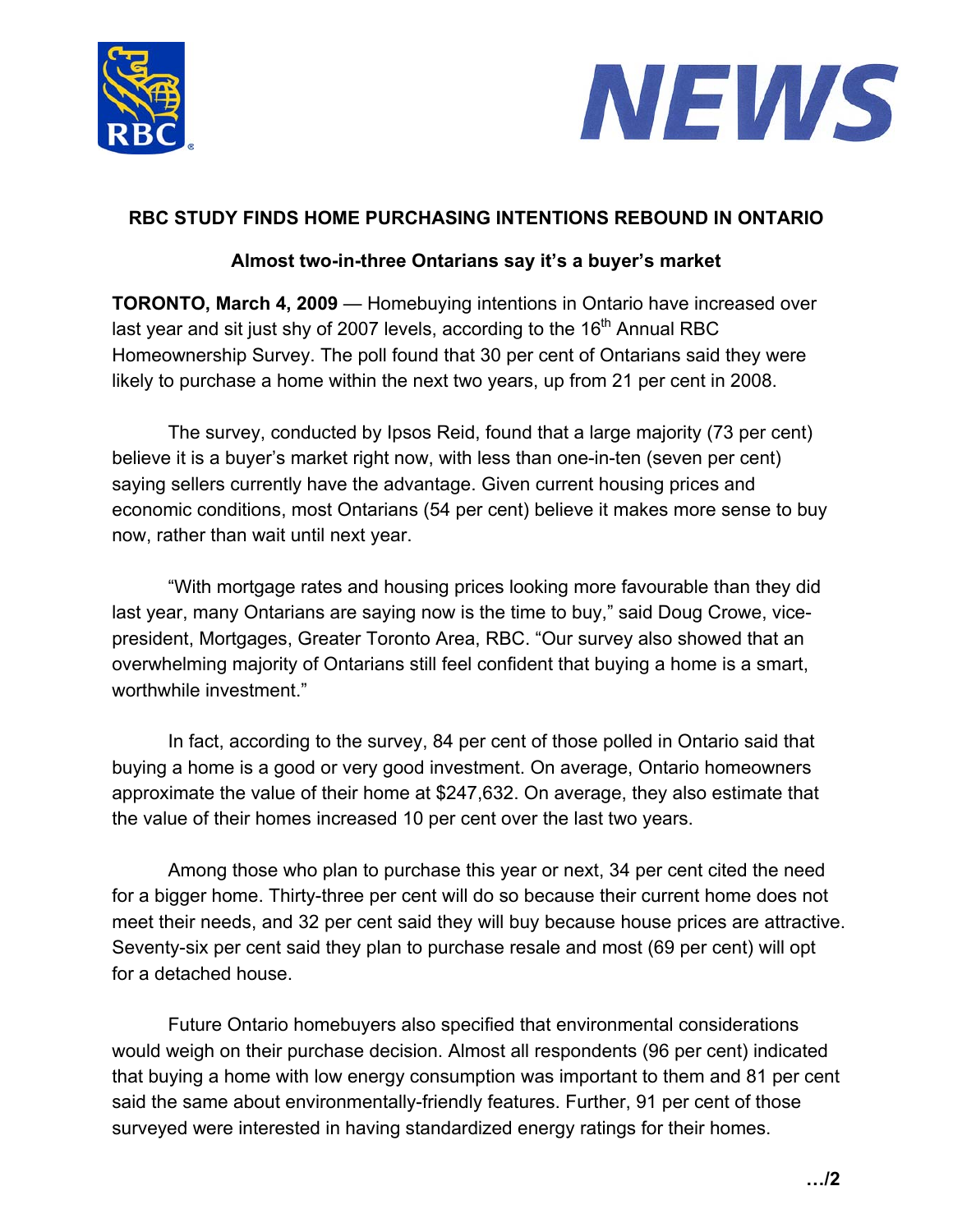NEWS

## RBC STUDY FINDS HOME PURCHASING INTENTIONS REBOUND IN ONTARIO

### Almost two-in-three Ontarians say it's a buyer's market

**TORONTO, March 4, 2009** — Homebuying intentions in Ontario have increased over last year and sit just shy of 2007 levels, according to the 16th Annual RBC Homeownership Survey. The poll found that 30 per cent of Ontarians said they were likely to purchase a home within the next two years, up from 21 per cent in 2008.

The survey, conducted by Ipsos Reid, found that a large majority (73 per cent) believe it is a buyer's market right now, with less than one-in-ten (seven per cent) saying sellers currently have the advantage. Given current housing prices and economic conditions, most Ontarians (54 per cent) believe it makes more sense to buy now, rather than wait until next year.

"With mortgage rates and housing prices looking more favourable than they did last year, many Ontarians are saying now is the time to buy," said Doug Crowe, vice-president, Mortgages, Greater Toronto Area, RBC. "Our survey also showed that an overwhelming majority of Ontarians still feel confident that buying a home is a smart, worthwhile investment."

In fact, according to the survey, 84 per cent of those polled in Ontario said that buying a home is a good or very good investment. On average, Ontario homeowners approximate the value of their home at $247,632. On average, they also estimate that the value of their homes increased 10 per cent over the last two years.

Among those who plan to purchase this year or next, 34 per cent cited the need for a bigger home. Thirty-three per cent will do so because their current home does not meet their needs, and 32 per cent said they will buy because house prices are attractive. Seventy-six per cent said they plan to purchase resale and most (69 per cent) will opt for a detached house.

Future Ontario homebuyers also specified that environmental considerations would weigh on their purchase decision. Almost all respondents (96 per cent) indicated that buying a home with low energy consumption was important to them and 81 per cent said the same about environmentally-friendly features. Further, 91 per cent of those surveyed were interested in having standardized energy ratings for their homes.

…/2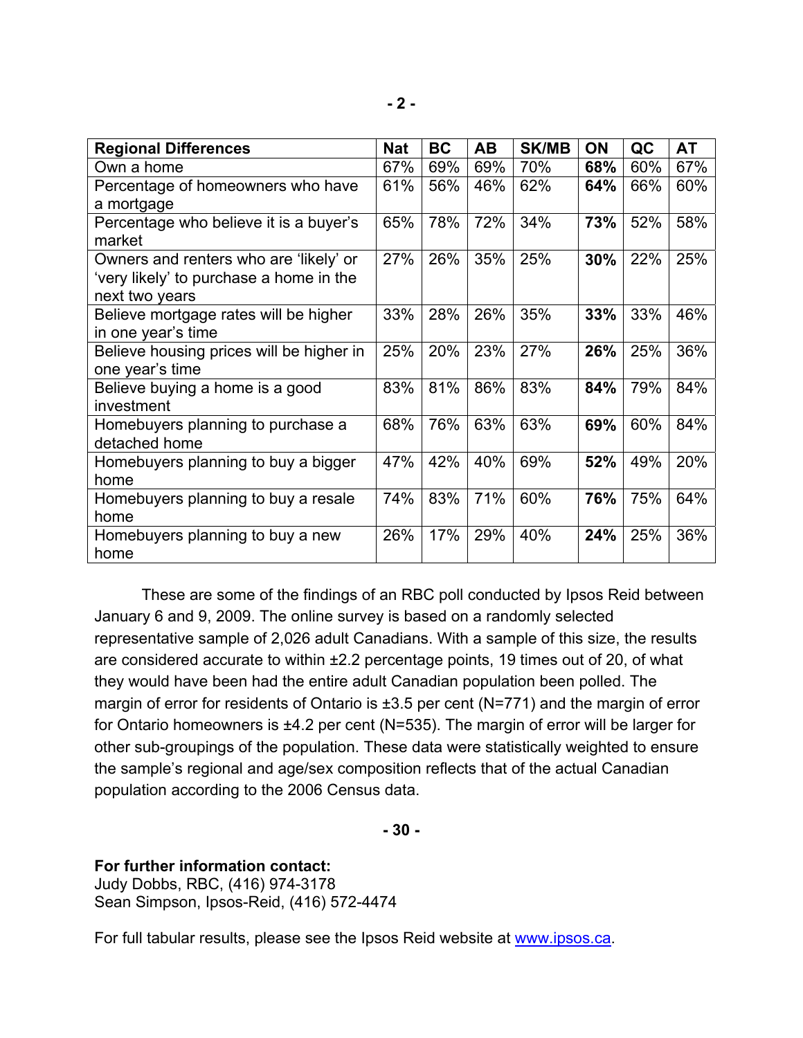| **Regional Differences** | **Nat** | **BC** | **AB** | **SK/MB** | **ON** | **QC** | **AT** |
|---|---|---|---|---|---|---|---|
| Own a home | 67% | 69% | 69% | 70% | **68%** | 60% | 67% |
| Percentage of homeowners who have a mortgage | 61% | 56% | 46% | 62% | **64%** | 66% | 60% |
| Percentage who believe it is a buyer's market | 65% | 78% | 72% | 34% | **73%** | 52% | 58% |
| Owners and renters who are 'likely' or 'very likely' to purchase a home in the next two years | 27% | 26% | 35% | 25% | **30%** | 22% | 25% |
| Believe mortgage rates will be higher in one year's time | 33% | 28% | 26% | 35% | **33%** | 33% | 46% |
| Believe housing prices will be higher in one year's time | 25% | 20% | 23% | 27% | **26%** | 25% | 36% |
| Believe buying a home is a good investment | 83% | 81% | 86% | 83% | **84%** | 79% | 84% |
| Homebuyers planning to purchase a detached home | 68% | 76% | 63% | 63% | **69%** | 60% | 84% |
| Homebuyers planning to buy a bigger home | 47% | 42% | 40% | 69% | **52%** | 49% | 20% |
| Homebuyers planning to buy a resale home | 74% | 83% | 71% | 60% | **76%** | 75% | 64% |
| Homebuyers planning to buy a new home | 26% | 17% | 29% | 40% | **24%** | 25% | 36% |

These are some of the findings of an RBC poll conducted by Ipsos Reid between January 6 and 9, 2009. The online survey is based on a randomly selected representative sample of 2,026 adult Canadians. With a sample of this size, the results are considered accurate to within ±2.2 percentage points, 19 times out of 20, of what they would have been had the entire adult Canadian population been polled. The margin of error for residents of Ontario is ±3.5 per cent (N=771) and the margin of error for Ontario homeowners is ±4.2 per cent (N=535). The margin of error will be larger for other sub-groupings of the population. These data were statistically weighted to ensure the sample's regional and age/sex composition reflects that of the actual Canadian population according to the 2006 Census data.

**- 30 -**

**For further information contact:**
Judy Dobbs, RBC, (416) 974-3178
Sean Simpson, Ipsos-Reid, (416) 572-4474

For full tabular results, please see the Ipsos Reid website at www.ipsos.ca.